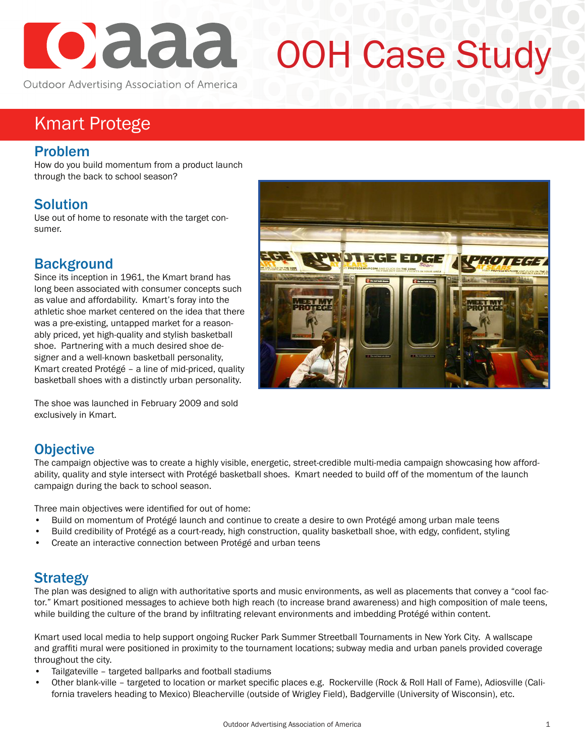# OOH Case Study

Outdoor Advertising Association of America

## Kmart Protege

### Problem

How do you build momentum from a product launch through the back to school season?

### Solution

Use out of home to resonate with the target consumer.

### Background

Since its inception in 1961, the Kmart brand has long been associated with consumer concepts such as value and affordability. Kmart's foray into the athletic shoe market centered on the idea that there was a pre-existing, untapped market for a reasonably priced, yet high-quality and stylish basketball shoe. Partnering with a much desired shoe designer and a well-known basketball personality, Kmart created Protégé – a line of mid-priced, quality basketball shoes with a distinctly urban personality.

The shoe was launched in February 2009 and sold exclusively in Kmart.

### Objective

The campaign objective was to create a highly visible, energetic, street-credible multi-media campaign showcasing how affordability, quality and style intersect with Protégé basketball shoes. Kmart needed to build off of the momentum of the launch campaign during the back to school season.

Three main objectives were identified for out of home:

- Build on momentum of Protégé launch and continue to create a desire to own Protégé among urban male teens
- Build credibility of Protégé as a court-ready, high construction, quality basketball shoe, with edgy, confident, styling
- Create an interactive connection between Protégé and urban teens

### Strategy

The plan was designed to align with authoritative sports and music environments, as well as placements that convey a "cool factor." Kmart positioned messages to achieve both high reach (to increase brand awareness) and high composition of male teens, while building the culture of the brand by infiltrating relevant environments and imbedding Protégé within content.

Kmart used local media to help support ongoing Rucker Park Summer Streetball Tournaments in New York City. A wallscape and graffiti mural were positioned in proximity to the tournament locations; subway media and urban panels provided coverage throughout the city.

- Tailgateville – targeted ballparks and football stadiums
- Other blank-ville – targeted to location or market specific places e.g. Rockerville (Rock & Roll Hall of Fame), Adiosville (California travelers heading to Mexico) Bleacherville (outside of Wrigley Field), Badgerville (University of Wisconsin), etc.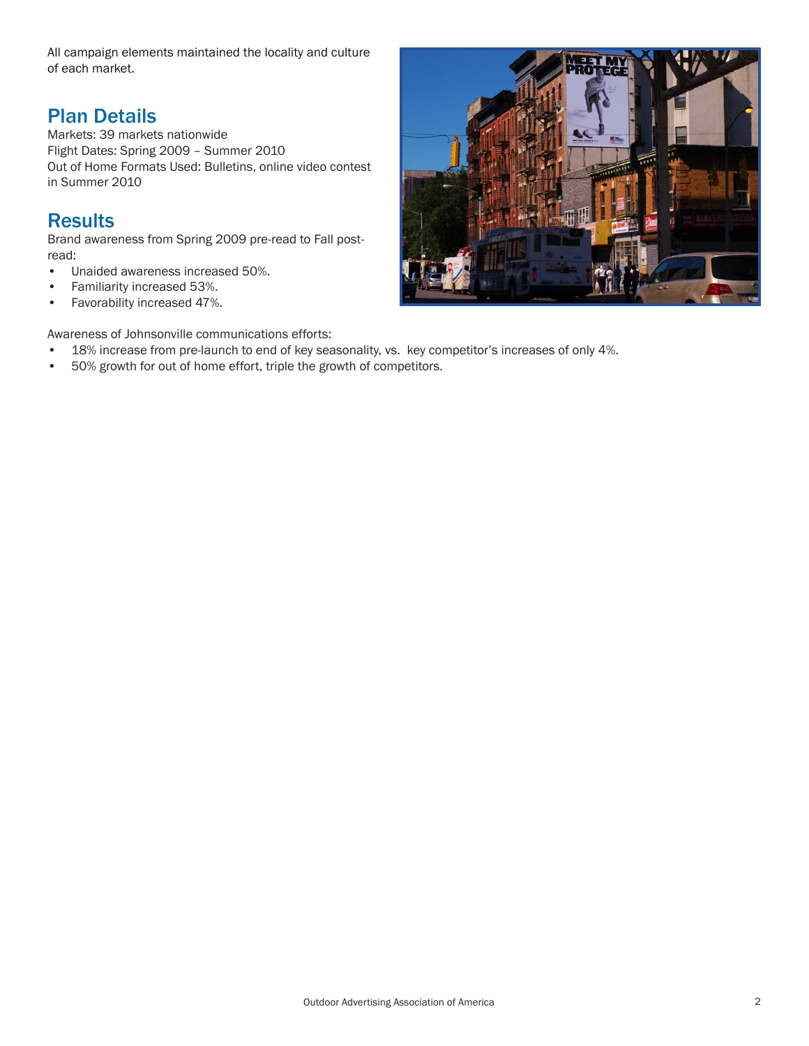All campaign elements maintained the locality and culture of each market.

## Plan Details

Markets: 39 markets nationwide
Flight Dates: Spring 2009 – Summer 2010
Out of Home Formats Used: Bulletins, online video contest in Summer 2010

## Results

Brand awareness from Spring 2009 pre-read to Fall post-read:

- Unaided awareness increased 50%.
- Familiarity increased 53%.
- Favorability increased 47%.

Awareness of Johnsonville communications efforts:

- 18% increase from pre-launch to end of key seasonality, vs. key competitor's increases of only 4%.
- 50% growth for out of home effort, triple the growth of competitors.